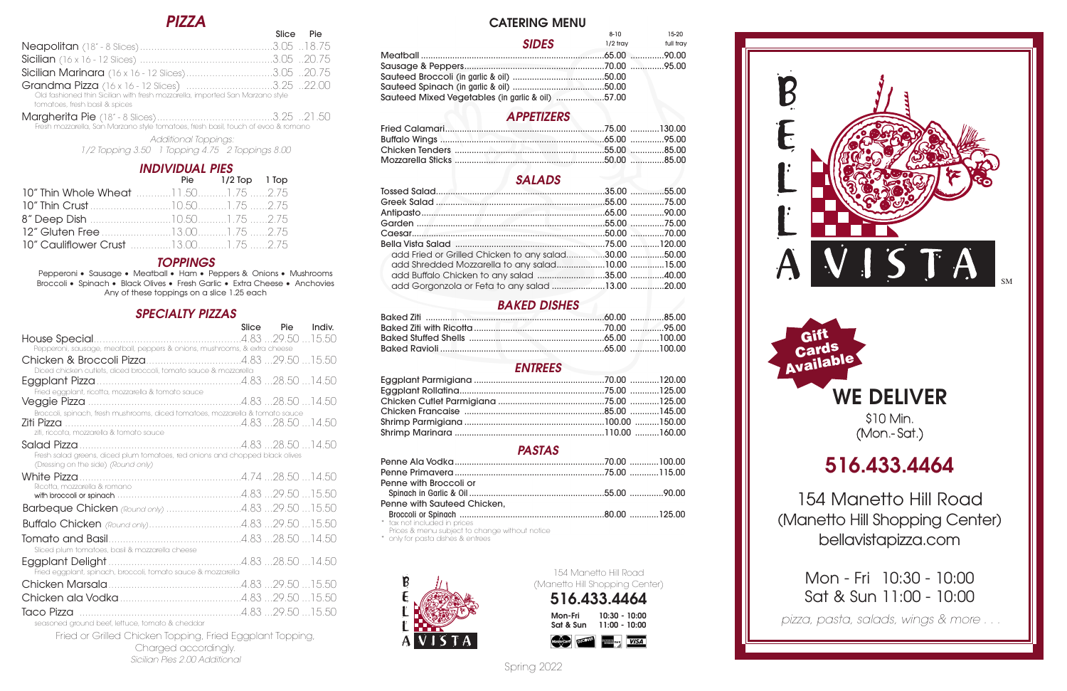# PIZZA

| | Slice | Pie |
|---|---|---|
| Neapolitan (18" - 8 Slices) | 3.05 | 18.75 |
| Sicilian (16 x 16 - 12 Slices) | 3.05 | 20.75 |
| Sicilian Marinara (16 x 16 - 12 Slices) | 3.05 | 20.75 |
| Grandma Pizza (16 x 16 - 12 Slices) Old fashioned thin Sicilian with fresh mozzarella, imported San Marzano style tomatoes, fresh basil & spices | 3.25 | 22.00 |
| Margherita Pie (18" - 8 Slices) Fresh mozzarella, San Marzano style tomatoes, fresh basil, touch of evoo & romano | 3.25 | 21.50 |

*Additional Toppings:*
*1/2 Topping 3.50 1 Topping 4.75 2 Toppings 8.00*

## INDIVIDUAL PIES

| | Pie | 1/2 Top | 1 Top |
|---|---|---|---|
| 10" Thin Whole Wheat | 11.50 | 1.75 | 2.75 |
| 10" Thin Crust | 10.50 | 1.75 | 2.75 |
| 8" Deep Dish | 10.50 | 1.75 | 2.75 |
| 12" Gluten Free | 13.00 | 1.75 | 2.75 |
| 10" Cauliflower Crust | 13.00 | 1.75 | 2.75 |

## TOPPINGS

Pepperoni • Sausage • Meatball • Ham • Peppers & Onions • Mushrooms
Broccoli • Spinach • Black Olives • Fresh Garlic • Extra Cheese • Anchovies
Any of these toppings on a slice 1.25 each

## SPECIALTY PIZZAS

| | Slice | Pie | Indiv. |
|---|---|---|---|
| House Special — Pepperoni, sausage, meatball, peppers & onions, mushrooms, & extra cheese | 4.83 | 29.50 | 15.50 |
| Chicken & Broccoli Pizza — Diced chicken cutlets, diced broccoli, tomato sauce & mozzarella | 4.83 | 29.50 | 15.50 |
| Eggplant Pizza — Fried eggplant, ricotta, mozzarella & tomato sauce | 4.83 | 28.50 | 14.50 |
| Veggie Pizza — Broccoli, spinach, fresh mushrooms, diced tomatoes, mozzarella & tomato sauce | 4.83 | 28.50 | 14.50 |
| Ziti Pizza — ziti, ricotta, mozzarella & tomato sauce | 4.83 | 28.50 | 14.50 |
| Salad Pizza — Fresh salad greens, diced plum tomatoes, red onions and chopped black olives (Dressing on the side) (Round only) | 4.83 | 28.50 | 14.50 |
| White Pizza — Ricotta, mozzarella & romano | 4.74 | 28.50 | 14.50 |
| with broccoli or spinach | 4.83 | 29.50 | 15.50 |
| Barbeque Chicken (Round only) | 4.83 | 29.50 | 15.50 |
| Buffalo Chicken (Round only) | 4.83 | 29.50 | 15.50 |
| Tomato and Basil — Sliced plum tomatoes, basil & mozzarella cheese | 4.83 | 28.50 | 14.50 |
| Eggplant Delight — Fried eggplant, spinach, broccoli, tomato sauce & mozzarella | 4.83 | 28.50 | 14.50 |
| Chicken Marsala | 4.83 | 29.50 | 15.50 |
| Chicken ala Vodka | 4.83 | 29.50 | 15.50 |
| Taco Pizza — seasoned ground beef, lettuce, tomato & cheddar | 4.83 | 29.50 | 15.50 |

Fried or Grilled Chicken Topping, Fried Eggplant Topping, Charged accordingly.
*Sicilian Pies 2.00 Additional*

# CATERING MENU

| | 8-10 1/2 tray | 15-20 full tray |
|---|---|---|
| **SIDES** | | |
| Meatball | 65.00 | 90.00 |
| Sausage & Peppers | 70.00 | 95.00 |
| Sauteed Broccoli (in garlic & oil) | 50.00 | |
| Sauteed Spinach (in garlic & oil) | 50.00 | |
| Sauteed Mixed Vegetables (in garlic & oil) | 57.00 | |
| **APPETIZERS** | | |
| Fried Calamari | 75.00 | 130.00 |
| Buffalo Wings | 65.00 | 95.00 |
| Chicken Tenders | 55.00 | 85.00 |
| Mozzarella Sticks | 50.00 | 85.00 |
| **SALADS** | | |
| Tossed Salad | 35.00 | 55.00 |
| Greek Salad | 55.00 | 75.00 |
| Antipasto | 65.00 | 90.00 |
| Garden | 55.00 | 75.00 |
| Caesar | 50.00 | 70.00 |
| Bella Vista Salad | 75.00 | 120.00 |
| add Fried or Grilled Chicken to any salad | 30.00 | 50.00 |
| add Shredded Mozzarella to any salad | 10.00 | 15.00 |
| add Buffalo Chicken to any salad | 35.00 | 40.00 |
| add Gorgonzola or Feta to any salad | 13.00 | 20.00 |
| **BAKED DISHES** | | |
| Baked Ziti | 60.00 | 85.00 |
| Baked Ziti with Ricotta | 70.00 | 95.00 |
| Baked Stuffed Shells | 65.00 | 100.00 |
| Baked Ravioli | 65.00 | 100.00 |
| **ENTREES** | | |
| Eggplant Parmigiana | 70.00 | 120.00 |
| Eggplant Rollatina | 75.00 | 125.00 |
| Chicken Cutlet Parmigiana | 75.00 | 125.00 |
| Chicken Francaise | 85.00 | 145.00 |
| Shrimp Parmigiana | 100.00 | 150.00 |
| Shrimp Marinara | 110.00 | 160.00 |
| **PASTAS** | | |
| Penne Ala Vodka | 70.00 | 100.00 |
| Penne Primavera | 75.00 | 115.00 |
| Penne with Broccoli or Spinach in Garlic & Oil | 55.00 | 90.00 |
| Penne with Sauteed Chicken, Broccoli or Spinach | 80.00 | 125.00 |

\* tax not included in prices
Prices & menu subject to change without notice
\* only for pasta dishes & entrees

BELLA VISTA
154 Manetto Hill Road
(Manetto Hill Shopping Center)
**516.433.4464**
Mon-Fri 10:30 - 10:00
Sat & Sun 11:00 - 10:00

Spring 2022

# BELLA VISTA℠

**Gift Cards Available**

## WE DELIVER

$10 Min.
(Mon.-Sat.)

## 516.433.4464

154 Manetto Hill Road
(Manetto Hill Shopping Center)
bellavistapizza.com

Mon - Fri 10:30 - 10:00
Sat & Sun 11:00 - 10:00

*pizza, pasta, salads, wings & more . . .*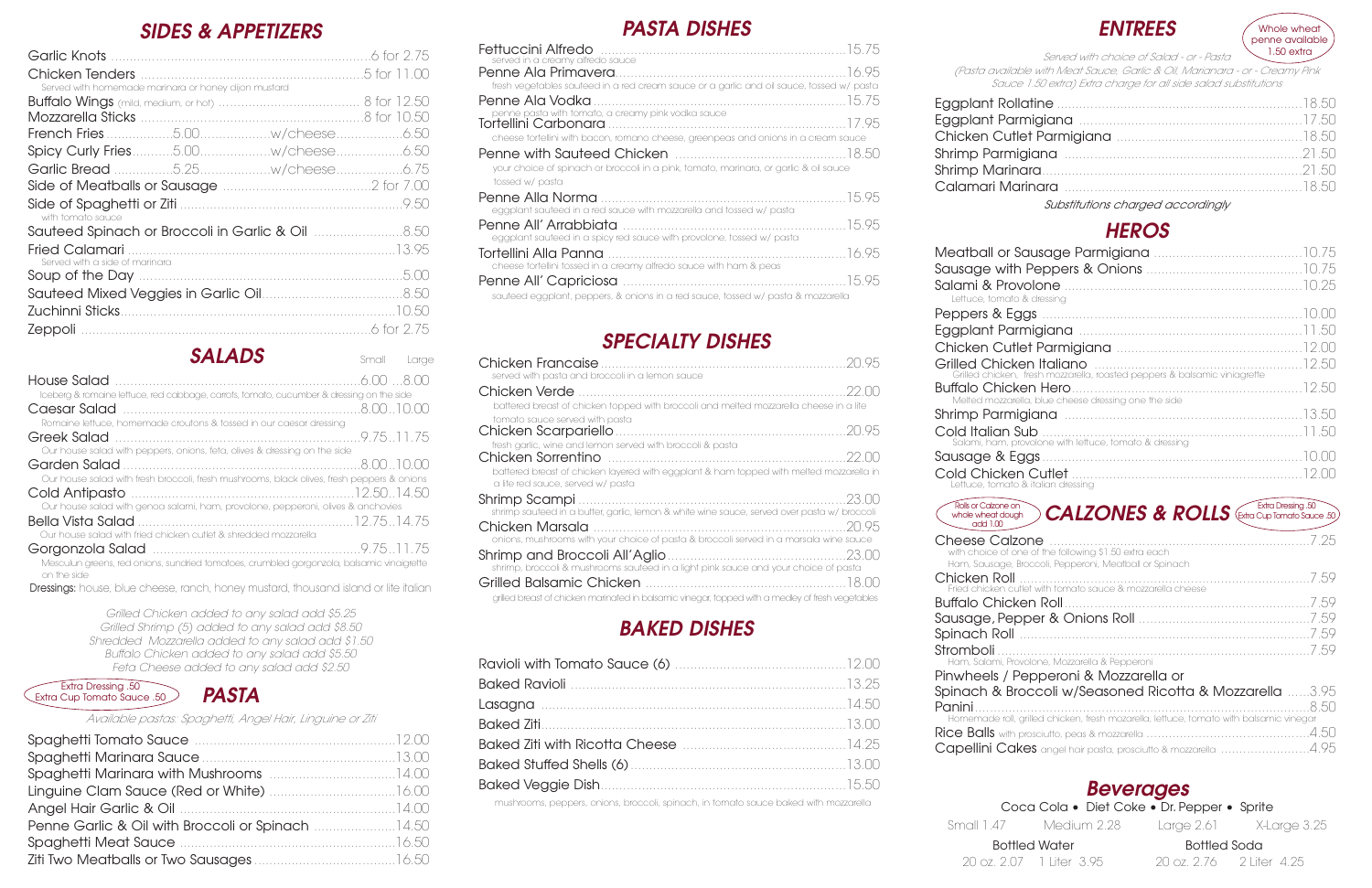## SIDES & APPETIZERS

| | | |
|---|---|---|
| Garlic Knots | | 6 for 2.75 |
| Chicken Tenders | | 5 for 11.00 |
| Served with homemade marinara or honey dijon mustard | | |
| Buffalo Wings (mild, medium, or hot) | | 8 for 12.50 |
| Mozzarella Sticks | | 8 for 10.50 |
| French Fries | 5.00 | w/cheese 6.50 |
| Spicy Curly Fries | 5.00 | w/cheese 6.50 |
| Garlic Bread | 5.25 | w/cheese 6.75 |
| Side of Meatballs or Sausage | | 2 for 7.00 |
| Side of Spaghetti or Ziti (with tomato sauce) | | 9.50 |
| Sauteed Spinach or Broccoli in Garlic & Oil | | 8.50 |
| Fried Calamari (Served with a side of marinara) | | 13.95 |
| Soup of the Day | | 5.00 |
| Sauteed Mixed Veggies in Garlic Oil | | 8.50 |
| Zuchinni Sticks | | 10.50 |
| Zeppoli | | 6 for 2.75 |

## SALADS

| | Small | Large |
|---|---|---|
| House Salad | 6.00 | 8.00 |
| Iceberg & romaine lettuce, red cabbage, carrots, tomato, cucumber & dressing on the side | | |
| Caesar Salad | 8.00 | 10.00 |
| Romaine lettuce, homemade croutons & tossed in our caesar dressing | | |
| Greek Salad | 9.75 | 11.75 |
| Our house salad with peppers, onions, feta, olives & dressing on the side | | |
| Garden Salad | 8.00 | 10.00 |
| Our house salad with fresh broccoli, fresh mushrooms, black olives, fresh peppers & onions | | |
| Cold Antipasto | 12.50 | 14.50 |
| Our house salad with genoa salami, ham, provolone, pepperoni, olives & anchovies | | |
| Bella Vista Salad | 12.75 | 14.75 |
| Our house salad with fried chicken cutlet & shredded mozzarella | | |
| Gorgonzola Salad | 9.75 | 11.75 |
| Mesculun greens, red onions, sundried tomatoes, crumbled gorgonzola, balsamic vinaigrette on the side | | |

**Dressings:** house, blue cheese, ranch, honey mustard, thousand island or lite italian

*Grilled Chicken added to any salad add $5.25*
*Grilled Shrimp (5) added to any salad add $8.50*
*Shredded Mozzarella added to any salad add $1.50*
*Buffalo Chicken added to any salad add $5.50*
*Feta Cheese added to any salad add $2.50*

## PASTA

Extra Dressing .50
Extra Cup Tomato Sauce .50

*Available pastas: Spaghetti, Angel Hair, Linguine or Ziti*

| | |
|---|---|
| Spaghetti Tomato Sauce | 12.00 |
| Spaghetti Marinara Sauce | 13.00 |
| Spaghetti Marinara with Mushrooms | 14.00 |
| Linguine Clam Sauce (Red or White) | 16.00 |
| Angel Hair Garlic & Oil | 14.00 |
| Penne Garlic & Oil with Broccoli or Spinach | 14.50 |
| Spaghetti Meat Sauce | 16.50 |
| Ziti Two Meatballs or Two Sausages | 16.50 |

## PASTA DISHES

| | |
|---|---|
| Fettuccini Alfredo (served in a creamy alfredo sauce) | 15.75 |
| Penne Ala Primavera (fresh vegetables sauteed in a red cream sauce or a garlic and oil sauce, tossed w/ pasta) | 16.95 |
| Penne Ala Vodka (penne pasta with tomato, a creamy pink vodka sauce) | 15.75 |
| Tortellini Carbonara (cheese tortellini with bacon, romano cheese, greenpeas and onions in a cream sauce) | 17.95 |
| Penne with Sauteed Chicken (your choice of spinach or broccoli in a pink, tomato, marinara, or garlic & oil sauce tossed w/ pasta) | 18.50 |
| Penne Alla Norma (eggplant sauteed in a red sauce with mozzarella and tossed w/ pasta) | 15.95 |
| Penne All' Arrabbiata (eggplant sauteed in a spicy red sauce with provolone, tossed w/ pasta) | 15.95 |
| Tortellini Alla Panna (cheese tortellini tossed in a creamy alfredo sauce with ham & peas) | 16.95 |
| Penne All' Capriciosa (sauteed eggplant, peppers, & onions in a red sauce, tossed w/ pasta & mozzarella) | 15.95 |

## SPECIALTY DISHES

| | |
|---|---|
| Chicken Francaise (served with pasta and broccoli in a lemon sauce) | 20.95 |
| Chicken Verde (battered breast of chicken topped with broccoli and melted mozzarella cheese in a lite tomato sauce served with pasta) | 22.00 |
| Chicken Scarpariello (fresh garlic, wine and lemon served with broccoli & pasta) | 20.95 |
| Chicken Sorrentino (battered breast of chicken layered with eggplant & ham topped with melted mozzarella in a lite red sauce, served w/ pasta) | 22.00 |
| Shrimp Scampi (shrimp sauteed in a butter, garlic, lemon & white wine sauce, served over pasta w/ broccoli) | 23.00 |
| Chicken Marsala (onions, mushrooms with your choice of pasta & broccoli served in a marsala wine sauce) | 20.95 |
| Shrimp and Broccoli All'Aglio (shrimp, broccoli & mushrooms sauteed in a light pink sauce and your choice of pasta) | 23.00 |
| Grilled Balsamic Chicken (grilled breast of chicken marinated in balsamic vinegar, topped with a medley of fresh vegetables) | 18.00 |

## BAKED DISHES

| | |
|---|---|
| Ravioli with Tomato Sauce (6) | 12.00 |
| Baked Ravioli | 13.25 |
| Lasagna | 14.50 |
| Baked Ziti | 13.00 |
| Baked Ziti with Ricotta Cheese | 14.25 |
| Baked Stuffed Shells (6) | 13.00 |
| Baked Veggie Dish (mushrooms, peppers, onions, broccoli, spinach, in tomato sauce baked with mozzarella) | 15.50 |

## ENTREES

Whole wheat penne available 1.50 extra

*Served with choice of Salad - or - Pasta*
*(Pasta available with Meat Sauce, Garlic & Oil, Marianara - or - Creamy Pink Sauce 1.50 extra) Extra charge for all side salad substitutions*

| | |
|---|---|
| Eggplant Rollatine | 18.50 |
| Eggplant Parmigiana | 17.50 |
| Chicken Cutlet Parmigiana | 18.50 |
| Shrimp Parmigiana | 21.50 |
| Shrimp Marinara | 21.50 |
| Calamari Marinara | 18.50 |

*Substitutions charged accordingly*

## HEROS

| | |
|---|---|
| Meatball or Sausage Parmigiana | 10.75 |
| Sausage with Peppers & Onions | 10.75 |
| Salami & Provolone (Lettuce, tomato & dressing) | 10.25 |
| Peppers & Eggs | 10.00 |
| Eggplant Parmigiana | 11.50 |
| Chicken Cutlet Parmigiana | 12.00 |
| Grilled Chicken Italiano (Grilled chicken, fresh mozzarella, roasted peppers & balsamic viniagrette) | 12.50 |
| Buffalo Chicken Hero (Melted mozzarella, blue cheese dressing one the side) | 12.50 |
| Shrimp Parmigiana | 13.50 |
| Cold Italian Sub (Salami, ham, provolone with lettuce, tomato & dressing) | 11.50 |
| Sausage & Eggs | 10.00 |
| Cold Chicken Cutlet (Lettuce, tomato & italian dressing) | 12.00 |

## CALZONES & ROLLS

Rolls or Calzone on whole wheat dough add 1.00

Extra Dressing .50
Extra Cup Tomato Sauce .50

| | |
|---|---|
| Cheese Calzone (with choice of one of the following $1.50 extra each: Ham, Sausage, Broccoli, Pepperoni, Meatball or Spinach) | 7.25 |
| Chicken Roll (Fried chicken cutlet with tomato sauce & mozzarella cheese) | 7.59 |
| Buffalo Chicken Roll | 7.59 |
| Sausage, Pepper & Onions Roll | 7.59 |
| Spinach Roll | 7.59 |
| Stromboli (Ham, Salami, Provolone, Mozzarella & Pepperoni) | 7.59 |
| Pinwheels / Pepperoni & Mozzarella or Spinach & Broccoli w/Seasoned Ricotta & Mozzarella | 3.95 |
| Panini (Homemade roll, grilled chicken, fresh mozarella, lettuce, tomato with balsamic vinegar) | 8.50 |
| Rice Balls with prosciutto, peas & mozzarella | 4.50 |
| Capellini Cakes angel hair pasta, prosciutto & mozzarella | 4.95 |

## Beverages

Coca Cola • Diet Coke • Dr. Pepper • Sprite

| Small | Medium | Large | X-Large |
|---|---|---|---|
| 1.47 | 2.28 | 2.61 | 3.25 |

**Bottled Water:** 20 oz. 2.07 | 1 Liter 3.95

**Bottled Soda:** 20 oz. 2.76 | 2 Liter 4.25